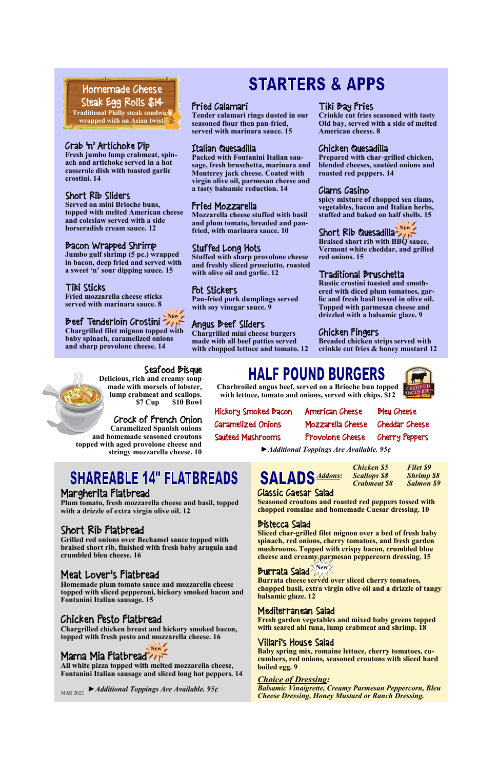# STARTERS & APPS

## Homemade Cheese Steak Egg Rolls $14

Traditional Philly steak sandwich wrapped with an Asian twist.

### Crab 'n' Artichoke Dip
Fresh jumbo lump crabmeat, spinach and artichoke served in a hot casserole dish with toasted garlic crostini. 14

### Short Rib Sliders
Served on mini Brioche buns, topped with melted American cheese and coleslaw served with a side horseradish cream sauce. 12

### Bacon Wrapped Shrimp
Jumbo gulf shrimp (5 pc.) wrapped in bacon, deep fried and served with a sweet 'n' sour dipping sauce. 15

### Tiki Sticks
Fried mozzarella cheese sticks served with marinara sauce. 8

### Beef Tenderloin Crostini (New)
Chargrilled filet mignon topped with baby spinach, caramelized onions and sharp provolone cheese. 14

### Fried Calamari
Tender calamari rings dusted in our seasoned flour then pan-fried, served with marinara sauce. 15

### Italian Quesadilla
Packed with Fontanini Italian sausage, fresh bruschetta, marinara and Monterey jack cheese. Coated with virgin olive oil, parmesan cheese and a tasty balsamic reduction. 14

### Fried Mozzarella
Mozzarella cheese stuffed with basil and plum tomato, breaded and pan-fried, with marinara sauce. 10

### Stuffed Long Hots
Stuffed with sharp provolone cheese and freshly sliced prosciutto, roasted with olive oil and garlic. 12

### Pot Stickers
Pan-fried pork dumplings served with soy vinegar sauce. 9

### Angus Beef Sliders
Chargrilled mini cheese burgers made with all beef patties served with chopped lettuce and tomato. 12

### Tiki Bay Fries
Crinkle cut fries seasoned with tasty Old bay, served with a side of melted American cheese. 8

### Chicken Quesadilla
Prepared with char-grilled chicken, blended cheeses, sautéed onions and roasted red peppers. 14

### Clams Casino
spicy mixture of chopped sea clams, vegetables, bacon and Italian herbs, stuffed and baked on half shells. 15

### Short Rib Quesadilla (New)
Braised short rib with BBQ sauce, Vermont white cheddar, and grilled red onions. 15

### Traditional Bruschetta
Rustic crostini toasted and smothered with diced plum tomatoes, garlic and fresh basil tossed in olive oil. Topped with parmesan cheese and drizzled with a balsamic glaze. 9

### Chicken Fingers
Breaded chicken strips served with crinkle cut fries & honey mustard 12

### Seafood Bisque
Delicious, rich and creamy soup made with morsels of lobster, lump crabmeat and scallops.
$7 Cup $10 Bowl

### Crock of French Onion
Caramelized Spanish onions and homemade seasoned croutons topped with aged provolone cheese and stringy mozzarella cheese. 10

# HALF POUND BURGERS

Charbroiled angus beef, served on a Brioche bun topped with lettuce, tomato and onions, served with chips. $12

Certified Angus Beef

| | | |
|---|---|---|
| Hickory Smoked Bacon | American Cheese | Bleu Cheese |
| Caramelized Onions | Mozzarella Cheese | Cheddar Cheese |
| Sauteed Mushrooms | Provolone Cheese | Cherry Peppers |

►*Additional Toppings Are Available. 95¢*

# SHAREABLE 14" FLATBREADS

### Margherita Flatbread
Plum tomato, fresh mozzarella cheese and basil, topped with a drizzle of extra virgin olive oil. 12

### Short Rib Flatbread
Grilled red onions over Bechamel sauce topped with braised short rib, finished with fresh baby arugula and crumbled bleu cheese. 16

### Meat Lover's Flatbread
Homemade plum tomato sauce and mozzarella cheese topped with sliced pepperoni, hickory smoked bacon and Fontanini Italian sausage. 15

### Chicken Pesto Flatbread
Chargrilled chicken breast and hickory smoked bacon, topped with fresh pesto and mozzarella cheese. 16

### Mama Mia Flatbread (New)
All white pizza topped with melted mozzarella cheese, Fontanini Italian sausage and sliced long hot peppers. 14

MAR 2022 ►*Additional Toppings Are Available. 95¢*

# SALADS

*Addons:* Chicken $5, Filet $9, Scallops $8, Shrimp $8, Crabmeat $8, Salmon $9

### Classic Caesar Salad
Seasoned croutons and roasted red peppers tossed with chopped romaine and homemade Caesar dressing. 10

### Bistecca Salad
Sliced char-grilled filet mignon over a bed of fresh baby spinach, red onions, cherry tomatoes, and fresh garden mushrooms. Topped with crispy bacon, crumbled blue cheese and creamy parmesan peppercorn dressing. 15

### Burrata Salad (New)
Burrata cheese served over sliced cherry tomatoes, chopped basil, extra virgin olive oil and a drizzle of tangy balsamic glaze. 12

### Mediterranean Salad
Fresh garden vegetables and mixed baby greens topped with seared ahi tuna, lump crabmeat and shrimp. 18

### Villari's House Salad
Baby spring mix, romaine lettuce, cherry tomatoes, cucumbers, red onions, seasoned croutons with sliced hard boiled egg. 9

*Choice of Dressing:*
*Balsamic Vinaigrette, Creamy Parmesan Peppercorn, Bleu Cheese Dressing, Honey Mustard or Ranch Dressing.*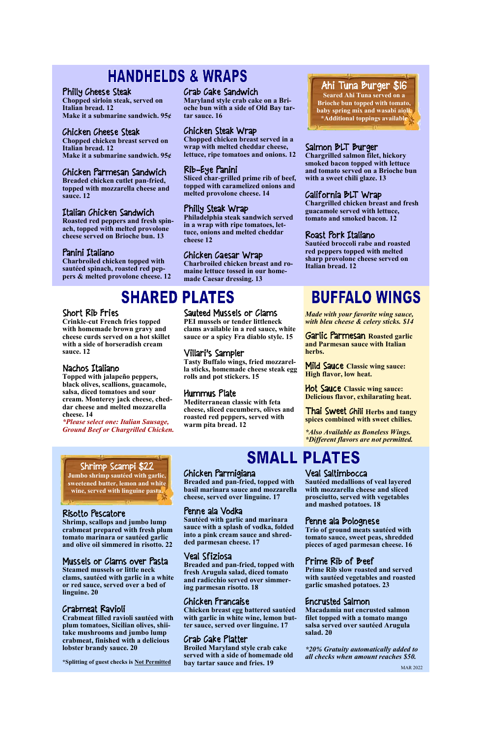# HANDHELDS & WRAPS

### Philly Cheese Steak
**Chopped sirloin steak, served on Italian bread. 12**
**Make it a submarine sandwich. 95¢**

### Chicken Cheese Steak
**Chopped chicken breast served on Italian bread. 12**
**Make it a submarine sandwich. 95¢**

### Chicken Parmesan Sandwich
**Breaded chicken cutlet pan-fried, topped with mozzarella cheese and sauce. 12**

### Italian Chicken Sandwich
**Roasted red peppers and fresh spinach, topped with melted provolone cheese served on Brioche bun. 13**

### Panini Italiano
**Charbroiled chicken topped with sautéed spinach, roasted red peppers & melted provolone cheese. 12**

### Crab Cake Sandwich
**Maryland style crab cake on a Brioche bun with a side of Old Bay tartar sauce. 16**

### Chicken Steak Wrap
**Chopped chicken breast served in a wrap with melted cheddar cheese, lettuce, ripe tomatoes and onions. 12**

### Rib-Eye Panini
**Sliced char-grilled prime rib of beef, topped with caramelized onions and melted provolone cheese. 14**

### Philly Steak Wrap
**Philadelphia steak sandwich served in a wrap with ripe tomatoes, lettuce, onions and melted cheddar cheese 12**

### Chicken Caesar Wrap
**Charbroiled chicken breast and romaine lettuce tossed in our homemade Caesar dressing. 13**

### Ahi Tuna Burger $16
**Seared Ahi Tuna served on a Brioche bun topped with tomato, baby spring mix and wasabi aioli. *Additional toppings available.**

### Salmon BLT Burger
**Chargrilled salmon filet, hickory smoked bacon topped with lettuce and tomato served on a Brioche bun with a sweet chili glaze. 13**

### California BLT Wrap
**Chargrilled chicken breast and fresh guacamole served with lettuce, tomato and smoked bacon. 12**

### Roast Pork Italiano
**Sautéed broccoli rabe and roasted red peppers topped with melted sharp provolone cheese served on Italian bread. 12**

# SHARED PLATES

### Short Rib Fries
**Crinkle-cut French fries topped with homemade brown gravy and cheese curds served on a hot skillet with a side of horseradish cream sauce. 12**

### Nachos Italiano
**Topped with jalapeño peppers, black olives, scallions, guacamole, salsa, diced tomatoes and sour cream. Monterey jack cheese, cheddar cheese and melted mozzarella cheese. 14**
***Please select one: Italian Sausage, Ground Beef or Chargrilled Chicken.***

### Sauteed Mussels or Clams
**PEI mussels or tender littleneck clams available in a red sauce, white sauce or a spicy Fra diablo style. 15**

### Villari's Sampler
**Tasty Buffalo wings, fried mozzarella sticks, homemade cheese steak egg rolls and pot stickers. 15**

### Hummus Plate
**Mediterranean classic with feta cheese, sliced cucumbers, olives and roasted red peppers, served with warm pita bread. 12**

# BUFFALO WINGS

***Made with your favorite wing sauce, with bleu cheese & celery sticks. $14***

**Garlic Parmesan** **Roasted garlic and Parmesan sauce with Italian herbs.**

**Mild Sauce** **Classic wing sauce: High flavor, low heat.**

**Hot Sauce** **Classic wing sauce: Delicious flavor, exhilarating heat.**

**Thai Sweet Chili** **Herbs and tangy spices combined with sweet chilies.**

***Also Available as Boneless Wings.***
***Different flavors are not permitted.***

# SMALL PLATES

### Shrimp Scampi $22
**Jumbo shrimp sautéed with garlic, sweetened butter, lemon and white wine, served with linguine pasta.**

### Risotto Pescatore
**Shrimp, scallops and jumbo lump crabmeat prepared with fresh plum tomato marinara or sautéed garlic and olive oil simmered in risotto. 22**

### Mussels or Clams over Pasta
**Steamed mussels or little neck clams, sautéed with garlic in a white or red sauce, served over a bed of linguine. 20**

### Crabmeat Ravioli
**Crabmeat filled ravioli sautéed with plum tomatoes, Sicilian olives, shiitake mushrooms and jumbo lump crabmeat, finished with a delicious lobster brandy sauce. 20**

**\*Splitting of guest checks is Not Permitted**

### Chicken Parmigiana
**Breaded and pan-fried, topped with basil marinara sauce and mozzarella cheese, served over linguine. 17**

### Penne ala Vodka
**Sautéed with garlic and marinara sauce with a splash of vodka, folded into a pink cream sauce and shredded parmesan cheese. 17**

### Veal Sfiziosa
**Breaded and pan-fried, topped with fresh Arugula salad, diced tomato and radicchio served over simmering parmesan risotto. 18**

### Chicken Francaise
**Chicken breast egg battered sautéed with garlic in white wine, lemon butter sauce, served over linguine. 17**

### Crab Cake Platter
**Broiled Maryland style crab cake served with a side of homemade old bay tartar sauce and fries. 19**

### Veal Saltimbocca
**Sautéed medallions of veal layered with mozzarella cheese and sliced prosciutto, served with vegetables and mashed potatoes. 18**

### Penne ala Bolognese
**Trio of ground meats sautéed with tomato sauce, sweet peas, shredded pieces of aged parmesan cheese. 16**

### Prime Rib of Beef
**Prime Rib slow roasted and served with sautéed vegetables and roasted garlic smashed potatoes. 23**

### Encrusted Salmon
**Macadamia nut encrusted salmon filet topped with a tomato mango salsa served over sautéed Arugula salad. 20**

***20% Gratuity automatically added to all checks when amount reaches $50.***

MAR 2022